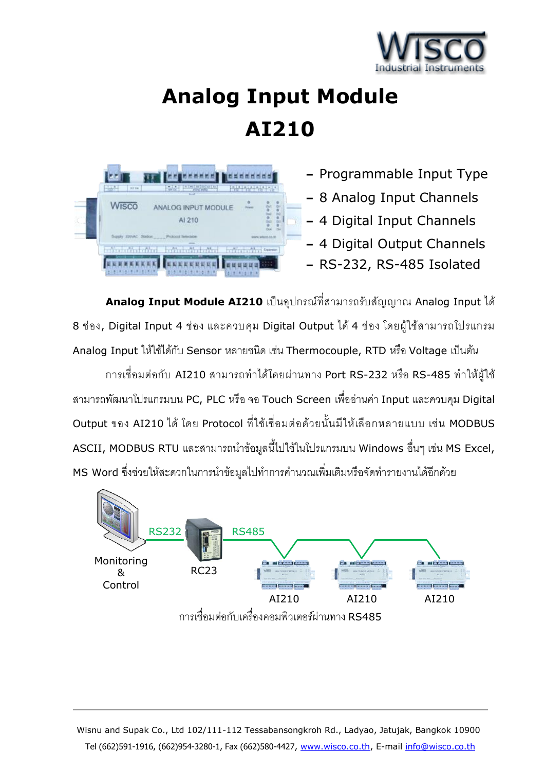# Analog Input Module

# AI210

- Programmable Input Type
- 8 Analog Input Channels
- 4 Digital Input Channels
- 4 Digital Output Channels
- RS-232, RS-485 Isolated

**Analog Input Module AI210** เป็นอุปกรณ์ที่สามารถรับสัญญาณ Analog Input ได้ 8 ช่อง, Digital Input 4 ช่อง และควบคุม Digital Output ได้ 4 ช่อง โดยผู้ใช้สามารถโปรแกรม Analog Input ให้ใช้ได้กับ Sensor หลายชนิด เช่น Thermocouple, RTD หรือ Voltage เป็นต้น

การเชื่อมต่อกับ AI210 สามารถทำได้โดยผ่านทาง Port RS-232 หรือ RS-485 ทำให้ผู้ใช้สามารถพัฒนาโปรแกรมบน PC, PLC หรือ จอ Touch Screen เพื่ออ่านค่า Input และควบคุม Digital Output ของ AI210 ได้ โดย Protocol ที่ใช้เชื่อมต่อด้วยนั้นมีให้เลือกหลายแบบ เช่น MODBUS ASCII, MODBUS RTU และสามารถนำข้อมูลนี้ไปใช้ในโปรแกรมบน Windows อื่นๆ เช่น MS Excel, MS Word ซึ่งช่วยให้สะดวกในการนำข้อมูลไปทำการคำนวณเพิ่มเติมหรือจัดทำรายงานได้อีกด้วย

Monitoring & Control — RS232 — RC23 — RS485 — AI210, AI210, AI210

การเชื่อมต่อกับเครื่องคอมพิวเตอร์ผ่านทาง RS485

Wisnu and Supak Co., Ltd 102/111-112 Tessabansongkroh Rd., Ladyao, Jatujak, Bangkok 10900
Tel (662)591-1916, (662)954-3280-1, Fax (662)580-4427, www.wisco.co.th, E-mail info@wisco.co.th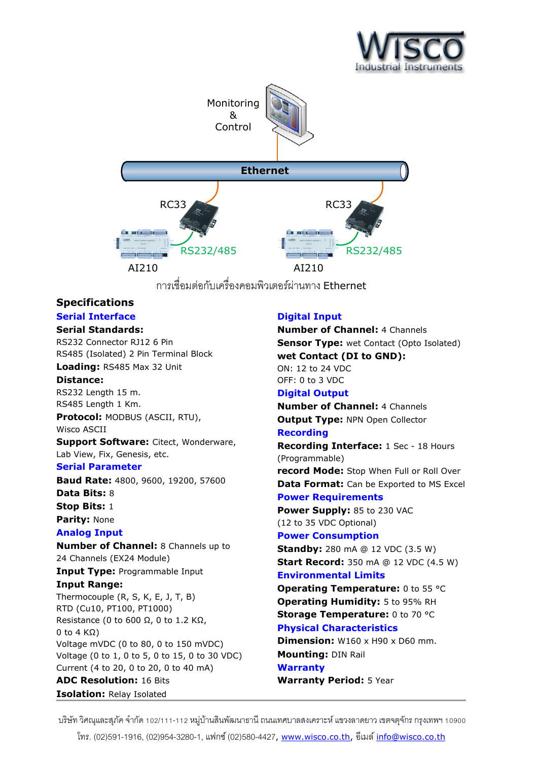Monitoring & Control

Ethernet

RC33 RC33

RS232/485 RS232/485

AI210 AI210

การเชื่อมต่อกับเครื่องคอมพิวเตอร์ผ่านทาง Ethernet

## Specifications

### Serial Interface

**Serial Standards:**
RS232 Connector RJ12 6 Pin
RS485 (Isolated) 2 Pin Terminal Block
**Loading:** RS485 Max 32 Unit
**Distance:**
RS232 Length 15 m.
RS485 Length 1 Km.
**Protocol:** MODBUS (ASCII, RTU), Wisco ASCII
**Support Software:** Citect, Wonderware, Lab View, Fix, Genesis, etc.

### Serial Parameter

**Baud Rate:** 4800, 9600, 19200, 57600
**Data Bits:** 8
**Stop Bits:** 1
**Parity:** None

### Analog Input

**Number of Channel:** 8 Channels up to 24 Channels (EX24 Module)
**Input Type:** Programmable Input
**Input Range:**
Thermocouple (R, S, K, E, J, T, B)
RTD (Cu10, PT100, PT1000)
Resistance (0 to 600 Ω, 0 to 1.2 KΩ, 0 to 4 KΩ)
Voltage mVDC (0 to 80, 0 to 150 mVDC)
Voltage (0 to 1, 0 to 5, 0 to 15, 0 to 30 VDC)
Current (4 to 20, 0 to 20, 0 to 40 mA)
**ADC Resolution:** 16 Bits
**Isolation:** Relay Isolated

### Digital Input

**Number of Channel:** 4 Channels
**Sensor Type:** wet Contact (Opto Isolated)
**wet Contact (DI to GND):**
ON: 12 to 24 VDC
OFF: 0 to 3 VDC

### Digital Output

**Number of Channel:** 4 Channels
**Output Type:** NPN Open Collector

### Recording

**Recording Interface:** 1 Sec - 18 Hours (Programmable)
**record Mode:** Stop When Full or Roll Over
**Data Format:** Can be Exported to MS Excel

### Power Requirements

**Power Supply:** 85 to 230 VAC (12 to 35 VDC Optional)

### Power Consumption

**Standby:** 280 mA @ 12 VDC (3.5 W)
**Start Record:** 350 mA @ 12 VDC (4.5 W)

### Environmental Limits

**Operating Temperature:** 0 to 55 °C
**Operating Humidity:** 5 to 95% RH
**Storage Temperature:** 0 to 70 °C

### Physical Characteristics

**Dimension:** W160 x H90 x D60 mm.
**Mounting:** DIN Rail

### Warranty

**Warranty Period:** 5 Year

บริษัท วิศณุและสุภัค จำกัด 102/111-112 หมู่บ้านสินพัฒนาธานี ถนนเทศบาลสงเคราะห์ แขวงลาดยาว เขตจตุจักร กรุงเทพฯ 10900
โทร. (02)591-1916, (02)954-3280-1, แฟกซ์ (02)580-4427, www.wisco.co.th, อีเมล์ info@wisco.co.th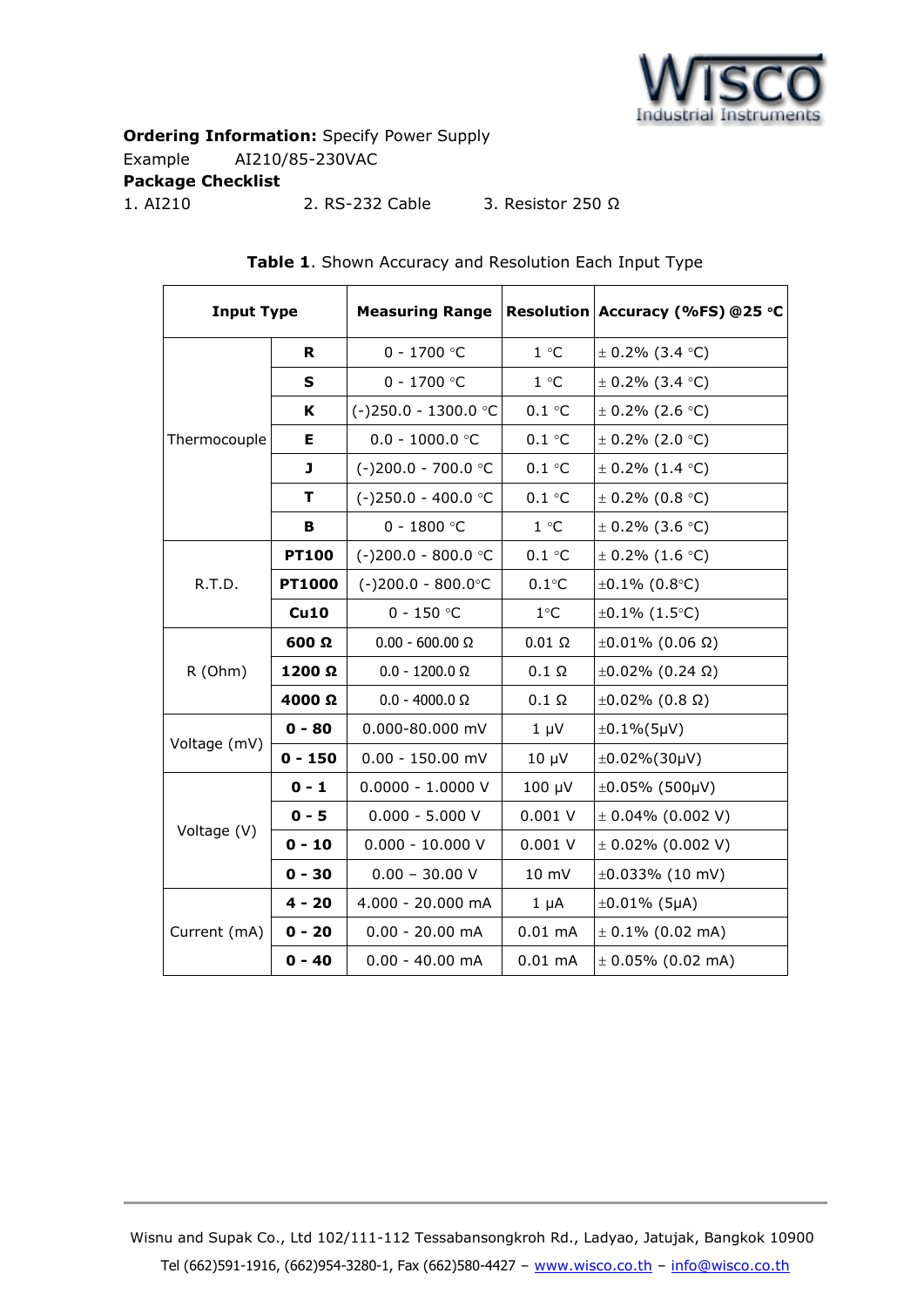**Ordering Information:** Specify Power Supply

Example AI210/85-230VAC

**Package Checklist**

1. AI210 2. RS-232 Cable 3. Resistor 250 Ω

**Table 1**. Shown Accuracy and Resolution Each Input Type

| Input Type | | Measuring Range | Resolution | Accuracy (%FS) @25 °C |
|---|---|---|---|---|
| Thermocouple | **R** | 0 - 1700 °C | 1 °C | ± 0.2% (3.4 °C) |
| | **S** | 0 - 1700 °C | 1 °C | ± 0.2% (3.4 °C) |
| | **K** | (-)250.0 - 1300.0 °C | 0.1 °C | ± 0.2% (2.6 °C) |
| | **E** | 0.0 - 1000.0 °C | 0.1 °C | ± 0.2% (2.0 °C) |
| | **J** | (-)200.0 - 700.0 °C | 0.1 °C | ± 0.2% (1.4 °C) |
| | **T** | (-)250.0 - 400.0 °C | 0.1 °C | ± 0.2% (0.8 °C) |
| | **B** | 0 - 1800 °C | 1 °C | ± 0.2% (3.6 °C) |
| R.T.D. | **PT100** | (-)200.0 - 800.0 °C | 0.1 °C | ± 0.2% (1.6 °C) |
| | **PT1000** | (-)200.0 - 800.0°C | 0.1°C | ±0.1% (0.8°C) |
| | **Cu10** | 0 - 150 °C | 1°C | ±0.1% (1.5°C) |
| R (Ohm) | **600 Ω** | 0.00 - 600.00 Ω | 0.01 Ω | ±0.01% (0.06 Ω) |
| | **1200 Ω** | 0.0 - 1200.0 Ω | 0.1 Ω | ±0.02% (0.24 Ω) |
| | **4000 Ω** | 0.0 - 4000.0 Ω | 0.1 Ω | ±0.02% (0.8 Ω) |
| Voltage (mV) | **0 - 80** | 0.000-80.000 mV | 1 μV | ±0.1%(5μV) |
| | **0 - 150** | 0.00 - 150.00 mV | 10 μV | ±0.02%(30μV) |
| Voltage (V) | **0 - 1** | 0.0000 - 1.0000 V | 100 μV | ±0.05% (500μV) |
| | **0 - 5** | 0.000 - 5.000 V | 0.001 V | ± 0.04% (0.002 V) |
| | **0 - 10** | 0.000 - 10.000 V | 0.001 V | ± 0.02% (0.002 V) |
| | **0 - 30** | 0.00 – 30.00 V | 10 mV | ±0.033% (10 mV) |
| Current (mA) | **4 - 20** | 4.000 - 20.000 mA | 1 μA | ±0.01% (5μA) |
| | **0 - 20** | 0.00 - 20.00 mA | 0.01 mA | ± 0.1% (0.02 mA) |
| | **0 - 40** | 0.00 - 40.00 mA | 0.01 mA | ± 0.05% (0.02 mA) |